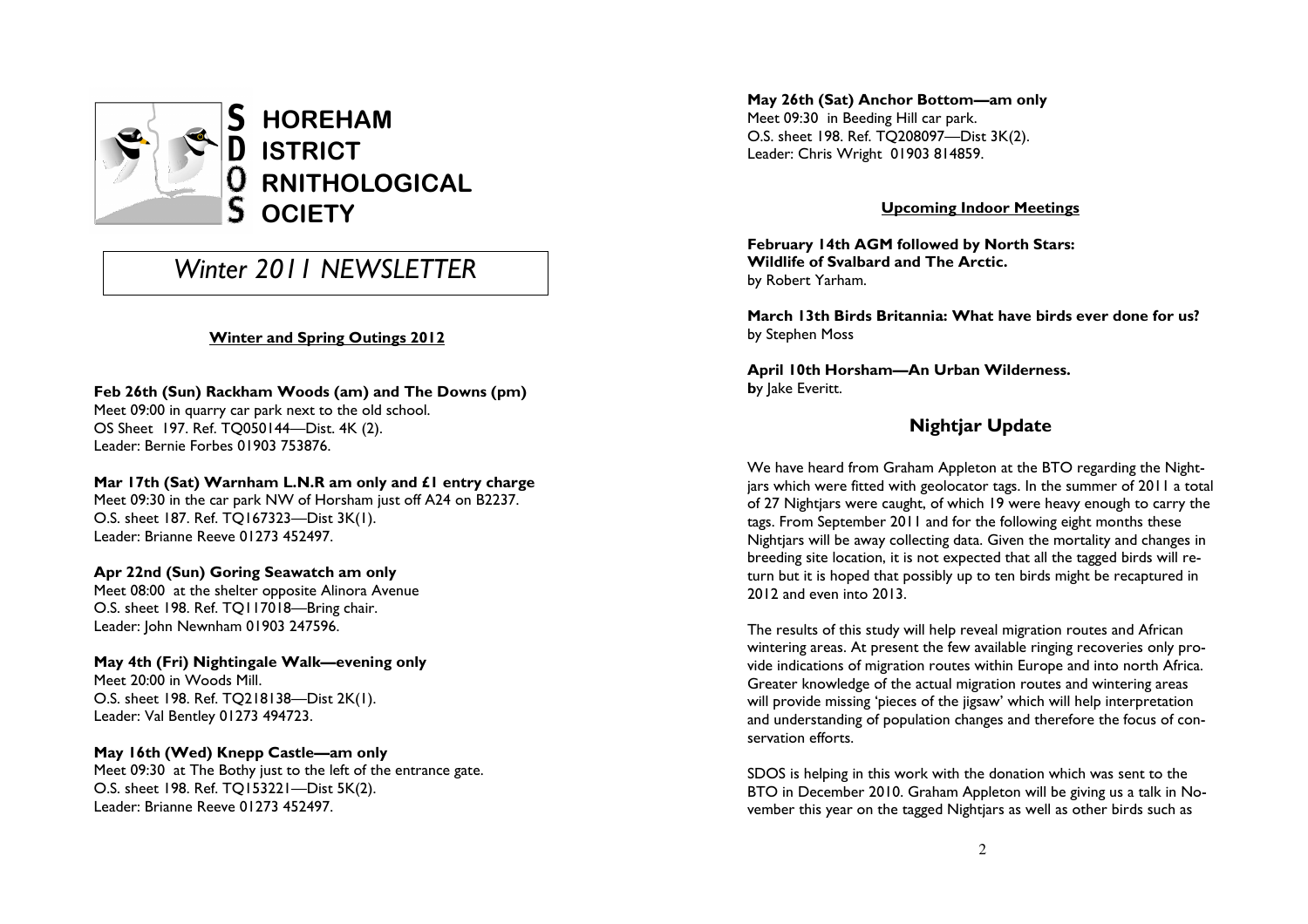# SHOREHAM DISTRICT ORNITHOLOGICAL SOCIETY

## *Winter 2011 NEWSLETTER*

### Winter and Spring Outings 2012

**Feb 26th (Sun) Rackham Woods (am) and The Downs (pm)**
Meet 09:00 in quarry car park next to the old school.
OS Sheet 197. Ref. TQ050144—Dist. 4K (2).
Leader: Bernie Forbes 01903 753876.

**Mar 17th (Sat) Warnham L.N.R am only and £1 entry charge**
Meet 09:30 in the car park NW of Horsham just off A24 on B2237.
O.S. sheet 187. Ref. TQ167323—Dist 3K(1).
Leader: Brianne Reeve 01273 452497.

**Apr 22nd (Sun) Goring Seawatch am only**
Meet 08:00 at the shelter opposite Alinora Avenue
O.S. sheet 198. Ref. TQ117018—Bring chair.
Leader: John Newnham 01903 247596.

**May 4th (Fri) Nightingale Walk—evening only**
Meet 20:00 in Woods Mill.
O.S. sheet 198. Ref. TQ218138—Dist 2K(1).
Leader: Val Bentley 01273 494723.

**May 16th (Wed) Knepp Castle—am only**
Meet 09:30 at The Bothy just to the left of the entrance gate.
O.S. sheet 198. Ref. TQ153221—Dist 5K(2).
Leader: Brianne Reeve 01273 452497.

**May 26th (Sat) Anchor Bottom—am only**
Meet 09:30 in Beeding Hill car park.
O.S. sheet 198. Ref. TQ208097—Dist 3K(2).
Leader: Chris Wright 01903 814859.

### Upcoming Indoor Meetings

**February 14th AGM followed by North Stars: Wildlife of Svalbard and The Arctic.**
by Robert Yarham.

**March 13th Birds Britannia: What have birds ever done for us?**
by Stephen Moss

**April 10th Horsham—An Urban Wilderness.**
**b**y Jake Everitt.

## Nightjar Update

We have heard from Graham Appleton at the BTO regarding the Nightjars which were fitted with geolocator tags. In the summer of 2011 a total of 27 Nightjars were caught, of which 19 were heavy enough to carry the tags. From September 2011 and for the following eight months these Nightjars will be away collecting data. Given the mortality and changes in breeding site location, it is not expected that all the tagged birds will return but it is hoped that possibly up to ten birds might be recaptured in 2012 and even into 2013.

The results of this study will help reveal migration routes and African wintering areas. At present the few available ringing recoveries only provide indications of migration routes within Europe and into north Africa. Greater knowledge of the actual migration routes and wintering areas will provide missing 'pieces of the jigsaw' which will help interpretation and understanding of population changes and therefore the focus of conservation efforts.

SDOS is helping in this work with the donation which was sent to the BTO in December 2010. Graham Appleton will be giving us a talk in November this year on the tagged Nightjars as well as other birds such as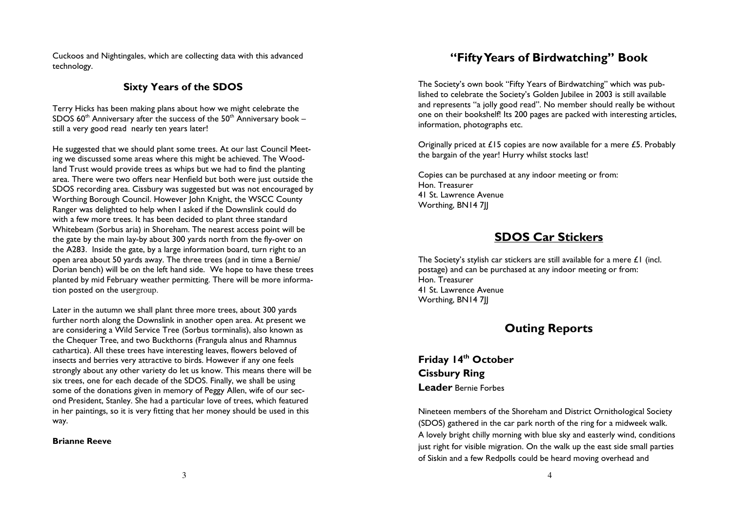Cuckoos and Nightingales, which are collecting data with this advanced technology.

## Sixty Years of the SDOS

Terry Hicks has been making plans about how we might celebrate the SDOS 60th Anniversary after the success of the 50th Anniversary book – still a very good read nearly ten years later!

He suggested that we should plant some trees. At our last Council Meeting we discussed some areas where this might be achieved. The Woodland Trust would provide trees as whips but we had to find the planting area. There were two offers near Henfield but both were just outside the SDOS recording area. Cissbury was suggested but was not encouraged by Worthing Borough Council. However John Knight, the WSCC County Ranger was delighted to help when I asked if the Downslink could do with a few more trees. It has been decided to plant three standard Whitebeam (Sorbus aria) in Shoreham. The nearest access point will be the gate by the main lay-by about 300 yards north from the fly-over on the A283. Inside the gate, by a large information board, turn right to an open area about 50 yards away. The three trees (and in time a Bernie/Dorian bench) will be on the left hand side. We hope to have these trees planted by mid February weather permitting. There will be more information posted on the usergroup.

Later in the autumn we shall plant three more trees, about 300 yards further north along the Downslink in another open area. At present we are considering a Wild Service Tree (Sorbus torminalis), also known as the Chequer Tree, and two Buckthorns (Frangula alnus and Rhamnus cathartica). All these trees have interesting leaves, flowers beloved of insects and berries very attractive to birds. However if any one feels strongly about any other variety do let us know. This means there will be six trees, one for each decade of the SDOS. Finally, we shall be using some of the donations given in memory of Peggy Allen, wife of our second President, Stanley. She had a particular love of trees, which featured in her paintings, so it is very fitting that her money should be used in this way.

**Brianne Reeve**

## "Fifty Years of Birdwatching" Book

The Society's own book "Fifty Years of Birdwatching" which was published to celebrate the Society's Golden Jubilee in 2003 is still available and represents "a jolly good read". No member should really be without one on their bookshelf! Its 200 pages are packed with interesting articles, information, photographs etc.

Originally priced at £15 copies are now available for a mere £5. Probably the bargain of the year! Hurry whilst stocks last!

Copies can be purchased at any indoor meeting or from:
Hon. Treasurer
41 St. Lawrence Avenue
Worthing, BN14 7JJ

## SDOS Car Stickers

The Society's stylish car stickers are still available for a mere £1 (incl. postage) and can be purchased at any indoor meeting or from:
Hon. Treasurer
41 St. Lawrence Avenue
Worthing, BN14 7JJ

## Outing Reports

### Friday 14th October
### Cissbury Ring
**Leader** Bernie Forbes

Nineteen members of the Shoreham and District Ornithological Society (SDOS) gathered in the car park north of the ring for a midweek walk. A lovely bright chilly morning with blue sky and easterly wind, conditions just right for visible migration. On the walk up the east side small parties of Siskin and a few Redpolls could be heard moving overhead and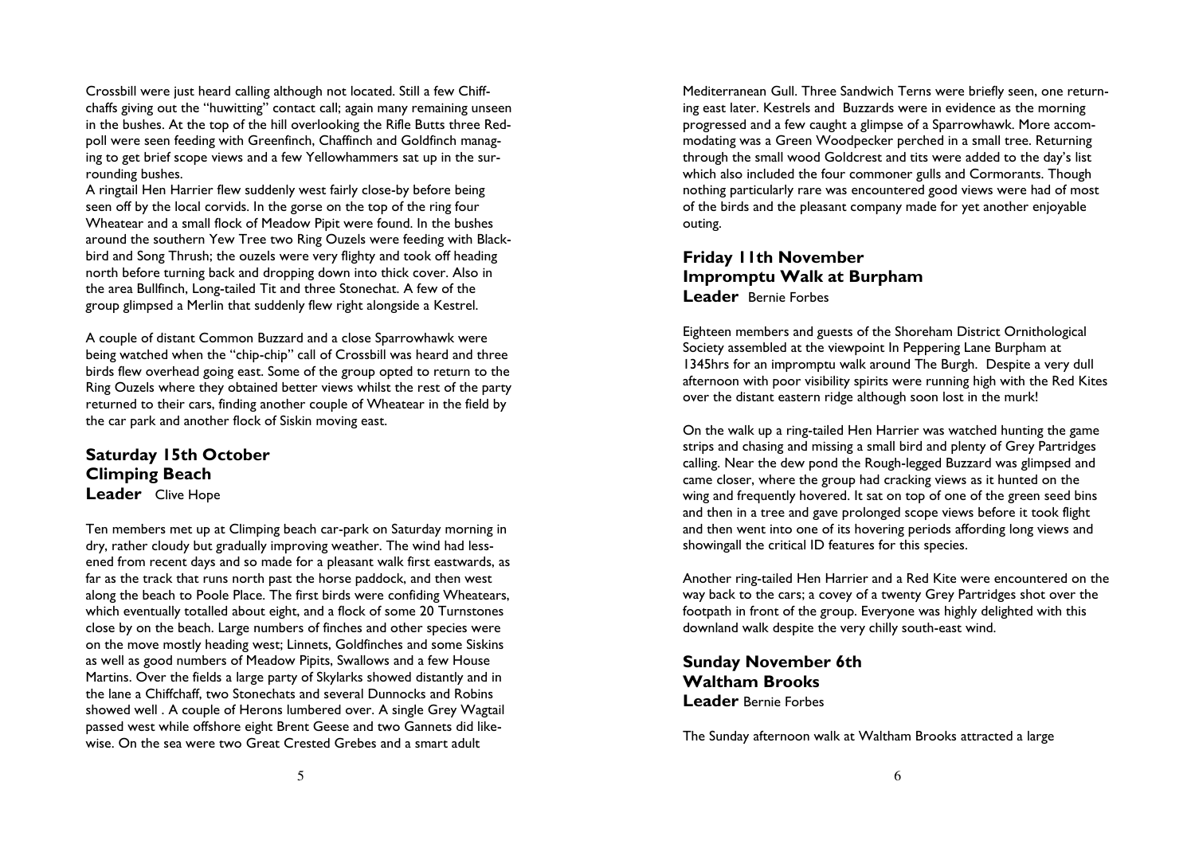Crossbill were just heard calling although not located. Still a few Chiffchaffs giving out the "huwitting" contact call; again many remaining unseen in the bushes. At the top of the hill overlooking the Rifle Butts three Redpoll were seen feeding with Greenfinch, Chaffinch and Goldfinch managing to get brief scope views and a few Yellowhammers sat up in the surrounding bushes.

A ringtail Hen Harrier flew suddenly west fairly close-by before being seen off by the local corvids. In the gorse on the top of the ring four Wheatear and a small flock of Meadow Pipit were found. In the bushes around the southern Yew Tree two Ring Ouzels were feeding with Blackbird and Song Thrush; the ouzels were very flighty and took off heading north before turning back and dropping down into thick cover. Also in the area Bullfinch, Long-tailed Tit and three Stonechat. A few of the group glimpsed a Merlin that suddenly flew right alongside a Kestrel.

A couple of distant Common Buzzard and a close Sparrowhawk were being watched when the "chip-chip" call of Crossbill was heard and three birds flew overhead going east. Some of the group opted to return to the Ring Ouzels where they obtained better views whilst the rest of the party returned to their cars, finding another couple of Wheatear in the field by the car park and another flock of Siskin moving east.

## Saturday 15th October
## Climping Beach
**Leader** Clive Hope

Ten members met up at Climping beach car-park on Saturday morning in dry, rather cloudy but gradually improving weather. The wind had lessened from recent days and so made for a pleasant walk first eastwards, as far as the track that runs north past the horse paddock, and then west along the beach to Poole Place. The first birds were confiding Wheatears, which eventually totalled about eight, and a flock of some 20 Turnstones close by on the beach. Large numbers of finches and other species were on the move mostly heading west; Linnets, Goldfinches and some Siskins as well as good numbers of Meadow Pipits, Swallows and a few House Martins. Over the fields a large party of Skylarks showed distantly and in the lane a Chiffchaff, two Stonechats and several Dunnocks and Robins showed well . A couple of Herons lumbered over. A single Grey Wagtail passed west while offshore eight Brent Geese and two Gannets did likewise. On the sea were two Great Crested Grebes and a smart adult Mediterranean Gull. Three Sandwich Terns were briefly seen, one returning east later. Kestrels and Buzzards were in evidence as the morning progressed and a few caught a glimpse of a Sparrowhawk. More accommodating was a Green Woodpecker perched in a small tree. Returning through the small wood Goldcrest and tits were added to the day's list which also included the four commoner gulls and Cormorants. Though nothing particularly rare was encountered good views were had of most of the birds and the pleasant company made for yet another enjoyable outing.

## Friday 11th November
## Impromptu Walk at Burpham
**Leader** Bernie Forbes

Eighteen members and guests of the Shoreham District Ornithological Society assembled at the viewpoint In Peppering Lane Burpham at 1345hrs for an impromptu walk around The Burgh. Despite a very dull afternoon with poor visibility spirits were running high with the Red Kites over the distant eastern ridge although soon lost in the murk!

On the walk up a ring-tailed Hen Harrier was watched hunting the game strips and chasing and missing a small bird and plenty of Grey Partridges calling. Near the dew pond the Rough-legged Buzzard was glimpsed and came closer, where the group had cracking views as it hunted on the wing and frequently hovered. It sat on top of one of the green seed bins and then in a tree and gave prolonged scope views before it took flight and then went into one of its hovering periods affording long views and showingall the critical ID features for this species.

Another ring-tailed Hen Harrier and a Red Kite were encountered on the way back to the cars; a covey of a twenty Grey Partridges shot over the footpath in front of the group. Everyone was highly delighted with this downland walk despite the very chilly south-east wind.

## Sunday November 6th
## Waltham Brooks
**Leader** Bernie Forbes

The Sunday afternoon walk at Waltham Brooks attracted a large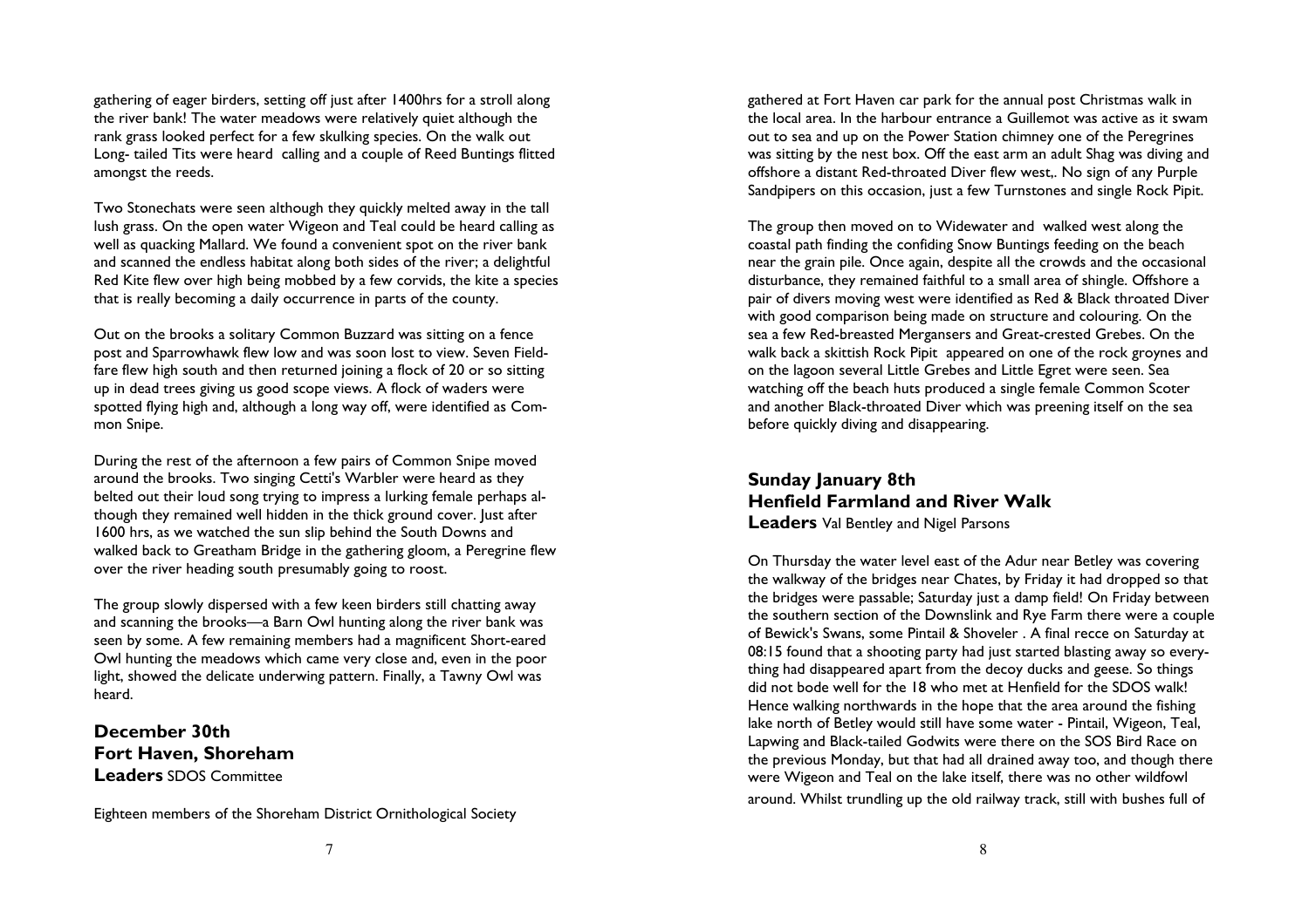gathering of eager birders, setting off just after 1400hrs for a stroll along the river bank! The water meadows were relatively quiet although the rank grass looked perfect for a few skulking species. On the walk out Long- tailed Tits were heard calling and a couple of Reed Buntings flitted amongst the reeds.

Two Stonechats were seen although they quickly melted away in the tall lush grass. On the open water Wigeon and Teal could be heard calling as well as quacking Mallard. We found a convenient spot on the river bank and scanned the endless habitat along both sides of the river; a delightful Red Kite flew over high being mobbed by a few corvids, the kite a species that is really becoming a daily occurrence in parts of the county.

Out on the brooks a solitary Common Buzzard was sitting on a fence post and Sparrowhawk flew low and was soon lost to view. Seven Fieldfare flew high south and then returned joining a flock of 20 or so sitting up in dead trees giving us good scope views. A flock of waders were spotted flying high and, although a long way off, were identified as Common Snipe.

During the rest of the afternoon a few pairs of Common Snipe moved around the brooks. Two singing Cetti's Warbler were heard as they belted out their loud song trying to impress a lurking female perhaps although they remained well hidden in the thick ground cover. Just after 1600 hrs, as we watched the sun slip behind the South Downs and walked back to Greatham Bridge in the gathering gloom, a Peregrine flew over the river heading south presumably going to roost.

The group slowly dispersed with a few keen birders still chatting away and scanning the brooks—a Barn Owl hunting along the river bank was seen by some. A few remaining members had a magnificent Short-eared Owl hunting the meadows which came very close and, even in the poor light, showed the delicate underwing pattern. Finally, a Tawny Owl was heard.

## December 30th
## Fort Haven, Shoreham
**Leaders** SDOS Committee

Eighteen members of the Shoreham District Ornithological Society gathered at Fort Haven car park for the annual post Christmas walk in the local area. In the harbour entrance a Guillemot was active as it swam out to sea and up on the Power Station chimney one of the Peregrines was sitting by the nest box. Off the east arm an adult Shag was diving and offshore a distant Red-throated Diver flew west,. No sign of any Purple Sandpipers on this occasion, just a few Turnstones and single Rock Pipit.

The group then moved on to Widewater and walked west along the coastal path finding the confiding Snow Buntings feeding on the beach near the grain pile. Once again, despite all the crowds and the occasional disturbance, they remained faithful to a small area of shingle. Offshore a pair of divers moving west were identified as Red & Black throated Diver with good comparison being made on structure and colouring. On the sea a few Red-breasted Mergansers and Great-crested Grebes. On the walk back a skittish Rock Pipit appeared on one of the rock groynes and on the lagoon several Little Grebes and Little Egret were seen. Sea watching off the beach huts produced a single female Common Scoter and another Black-throated Diver which was preening itself on the sea before quickly diving and disappearing.

## Sunday January 8th
## Henfield Farmland and River Walk
**Leaders** Val Bentley and Nigel Parsons

On Thursday the water level east of the Adur near Betley was covering the walkway of the bridges near Chates, by Friday it had dropped so that the bridges were passable; Saturday just a damp field! On Friday between the southern section of the Downslink and Rye Farm there were a couple of Bewick's Swans, some Pintail & Shoveler . A final recce on Saturday at 08:15 found that a shooting party had just started blasting away so everything had disappeared apart from the decoy ducks and geese. So things did not bode well for the 18 who met at Henfield for the SDOS walk! Hence walking northwards in the hope that the area around the fishing lake north of Betley would still have some water - Pintail, Wigeon, Teal, Lapwing and Black-tailed Godwits were there on the SOS Bird Race on the previous Monday, but that had all drained away too, and though there were Wigeon and Teal on the lake itself, there was no other wildfowl around. Whilst trundling up the old railway track, still with bushes full of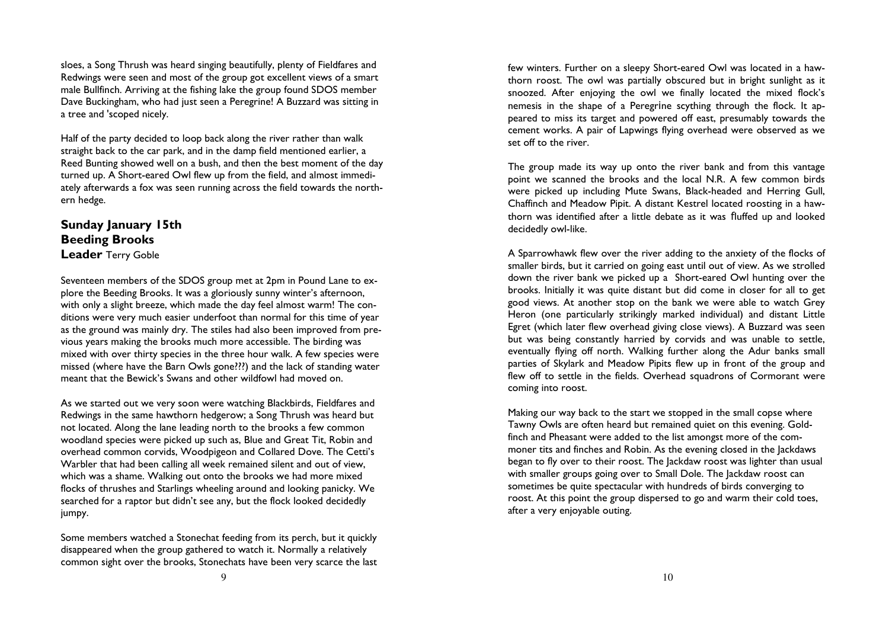sloes, a Song Thrush was heard singing beautifully, plenty of Fieldfares and Redwings were seen and most of the group got excellent views of a smart male Bullfinch. Arriving at the fishing lake the group found SDOS member Dave Buckingham, who had just seen a Peregrine! A Buzzard was sitting in a tree and 'scoped nicely.

Half of the party decided to loop back along the river rather than walk straight back to the car park, and in the damp field mentioned earlier, a Reed Bunting showed well on a bush, and then the best moment of the day turned up. A Short-eared Owl flew up from the field, and almost immediately afterwards a fox was seen running across the field towards the northern hedge.

## Sunday January 15th
## Beeding Brooks
**Leader** Terry Goble

Seventeen members of the SDOS group met at 2pm in Pound Lane to explore the Beeding Brooks. It was a gloriously sunny winter's afternoon, with only a slight breeze, which made the day feel almost warm! The conditions were very much easier underfoot than normal for this time of year as the ground was mainly dry. The stiles had also been improved from previous years making the brooks much more accessible. The birding was mixed with over thirty species in the three hour walk. A few species were missed (where have the Barn Owls gone???) and the lack of standing water meant that the Bewick's Swans and other wildfowl had moved on.

As we started out we very soon were watching Blackbirds, Fieldfares and Redwings in the same hawthorn hedgerow; a Song Thrush was heard but not located. Along the lane leading north to the brooks a few common woodland species were picked up such as, Blue and Great Tit, Robin and overhead common corvids, Woodpigeon and Collared Dove. The Cetti's Warbler that had been calling all week remained silent and out of view, which was a shame. Walking out onto the brooks we had more mixed flocks of thrushes and Starlings wheeling around and looking panicky. We searched for a raptor but didn't see any, but the flock looked decidedly jumpy.

Some members watched a Stonechat feeding from its perch, but it quickly disappeared when the group gathered to watch it. Normally a relatively common sight over the brooks, Stonechats have been very scarce the last few winters. Further on a sleepy Short-eared Owl was located in a hawthorn roost. The owl was partially obscured but in bright sunlight as it snoozed. After enjoying the owl we finally located the mixed flock's nemesis in the shape of a Peregrine scything through the flock. It appeared to miss its target and powered off east, presumably towards the cement works. A pair of Lapwings flying overhead were observed as we set off to the river.

The group made its way up onto the river bank and from this vantage point we scanned the brooks and the local N.R. A few common birds were picked up including Mute Swans, Black-headed and Herring Gull, Chaffinch and Meadow Pipit. A distant Kestrel located roosting in a hawthorn was identified after a little debate as it was fluffed up and looked decidedly owl-like.

A Sparrowhawk flew over the river adding to the anxiety of the flocks of smaller birds, but it carried on going east until out of view. As we strolled down the river bank we picked up a Short-eared Owl hunting over the brooks. Initially it was quite distant but did come in closer for all to get good views. At another stop on the bank we were able to watch Grey Heron (one particularly strikingly marked individual) and distant Little Egret (which later flew overhead giving close views). A Buzzard was seen but was being constantly harried by corvids and was unable to settle, eventually flying off north. Walking further along the Adur banks small parties of Skylark and Meadow Pipits flew up in front of the group and flew off to settle in the fields. Overhead squadrons of Cormorant were coming into roost.

Making our way back to the start we stopped in the small copse where Tawny Owls are often heard but remained quiet on this evening. Goldfinch and Pheasant were added to the list amongst more of the commoner tits and finches and Robin. As the evening closed in the Jackdaws began to fly over to their roost. The Jackdaw roost was lighter than usual with smaller groups going over to Small Dole. The Jackdaw roost can sometimes be quite spectacular with hundreds of birds converging to roost. At this point the group dispersed to go and warm their cold toes, after a very enjoyable outing.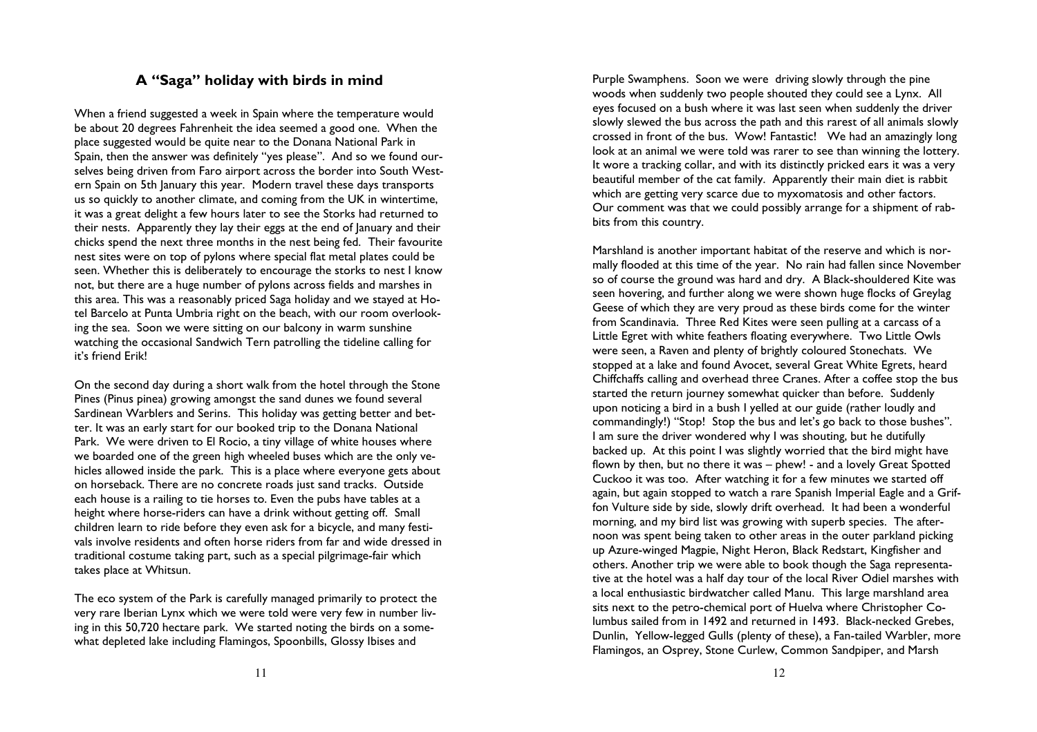## A "Saga" holiday with birds in mind

When a friend suggested a week in Spain where the temperature would be about 20 degrees Fahrenheit the idea seemed a good one. When the place suggested would be quite near to the Donana National Park in Spain, then the answer was definitely "yes please". And so we found ourselves being driven from Faro airport across the border into South Western Spain on 5th January this year. Modern travel these days transports us so quickly to another climate, and coming from the UK in wintertime, it was a great delight a few hours later to see the Storks had returned to their nests. Apparently they lay their eggs at the end of January and their chicks spend the next three months in the nest being fed. Their favourite nest sites were on top of pylons where special flat metal plates could be seen. Whether this is deliberately to encourage the storks to nest I know not, but there are a huge number of pylons across fields and marshes in this area. This was a reasonably priced Saga holiday and we stayed at Hotel Barcelo at Punta Umbria right on the beach, with our room overlooking the sea. Soon we were sitting on our balcony in warm sunshine watching the occasional Sandwich Tern patrolling the tideline calling for it's friend Erik!

On the second day during a short walk from the hotel through the Stone Pines (Pinus pinea) growing amongst the sand dunes we found several Sardinean Warblers and Serins. This holiday was getting better and better. It was an early start for our booked trip to the Donana National Park. We were driven to El Rocio, a tiny village of white houses where we boarded one of the green high wheeled buses which are the only vehicles allowed inside the park. This is a place where everyone gets about on horseback. There are no concrete roads just sand tracks. Outside each house is a railing to tie horses to. Even the pubs have tables at a height where horse-riders can have a drink without getting off. Small children learn to ride before they even ask for a bicycle, and many festivals involve residents and often horse riders from far and wide dressed in traditional costume taking part, such as a special pilgrimage-fair which takes place at Whitsun.

The eco system of the Park is carefully managed primarily to protect the very rare Iberian Lynx which we were told were very few in number living in this 50,720 hectare park. We started noting the birds on a somewhat depleted lake including Flamingos, Spoonbills, Glossy Ibises and Purple Swamphens. Soon we were driving slowly through the pine woods when suddenly two people shouted they could see a Lynx. All eyes focused on a bush where it was last seen when suddenly the driver slowly slewed the bus across the path and this rarest of all animals slowly crossed in front of the bus. Wow! Fantastic! We had an amazingly long look at an animal we were told was rarer to see than winning the lottery. It wore a tracking collar, and with its distinctly pricked ears it was a very beautiful member of the cat family. Apparently their main diet is rabbit which are getting very scarce due to myxomatosis and other factors. Our comment was that we could possibly arrange for a shipment of rabbits from this country.

Marshland is another important habitat of the reserve and which is normally flooded at this time of the year. No rain had fallen since November so of course the ground was hard and dry. A Black-shouldered Kite was seen hovering, and further along we were shown huge flocks of Greylag Geese of which they are very proud as these birds come for the winter from Scandinavia. Three Red Kites were seen pulling at a carcass of a Little Egret with white feathers floating everywhere. Two Little Owls were seen, a Raven and plenty of brightly coloured Stonechats. We stopped at a lake and found Avocet, several Great White Egrets, heard Chiffchaffs calling and overhead three Cranes. After a coffee stop the bus started the return journey somewhat quicker than before. Suddenly upon noticing a bird in a bush I yelled at our guide (rather loudly and commandingly!) "Stop! Stop the bus and let's go back to those bushes". I am sure the driver wondered why I was shouting, but he dutifully backed up. At this point I was slightly worried that the bird might have flown by then, but no there it was – phew! - and a lovely Great Spotted Cuckoo it was too. After watching it for a few minutes we started off again, but again stopped to watch a rare Spanish Imperial Eagle and a Griffon Vulture side by side, slowly drift overhead. It had been a wonderful morning, and my bird list was growing with superb species. The afternoon was spent being taken to other areas in the outer parkland picking up Azure-winged Magpie, Night Heron, Black Redstart, Kingfisher and others. Another trip we were able to book though the Saga representative at the hotel was a half day tour of the local River Odiel marshes with a local enthusiastic birdwatcher called Manu. This large marshland area sits next to the petro-chemical port of Huelva where Christopher Columbus sailed from in 1492 and returned in 1493. Black-necked Grebes, Dunlin, Yellow-legged Gulls (plenty of these), a Fan-tailed Warbler, more Flamingos, an Osprey, Stone Curlew, Common Sandpiper, and Marsh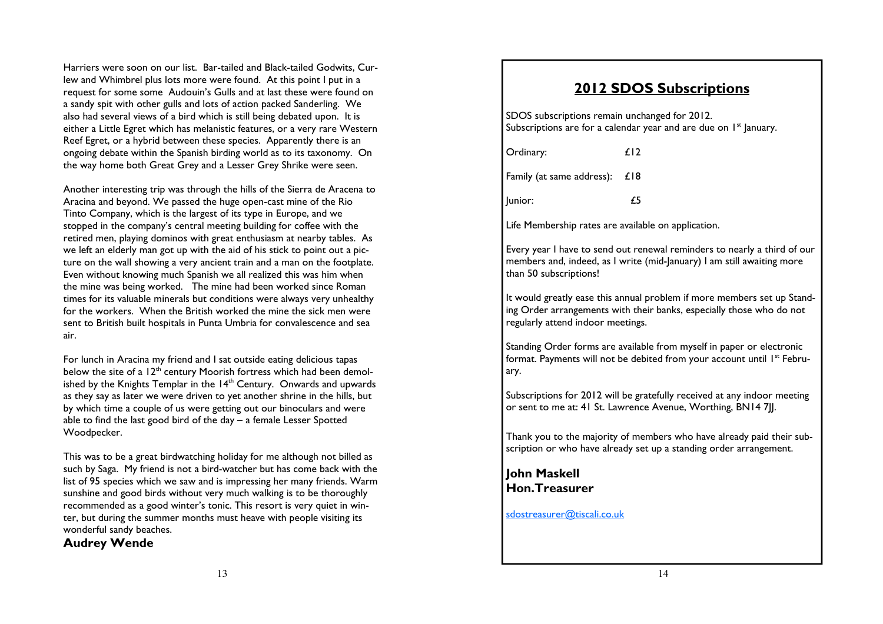Harriers were soon on our list. Bar-tailed and Black-tailed Godwits, Curlew and Whimbrel plus lots more were found. At this point I put in a request for some some Audouin's Gulls and at last these were found on a sandy spit with other gulls and lots of action packed Sanderling. We also had several views of a bird which is still being debated upon. It is either a Little Egret which has melanistic features, or a very rare Western Reef Egret, or a hybrid between these species. Apparently there is an ongoing debate within the Spanish birding world as to its taxonomy. On the way home both Great Grey and a Lesser Grey Shrike were seen.

Another interesting trip was through the hills of the Sierra de Aracena to Aracina and beyond. We passed the huge open-cast mine of the Rio Tinto Company, which is the largest of its type in Europe, and we stopped in the company's central meeting building for coffee with the retired men, playing dominos with great enthusiasm at nearby tables. As we left an elderly man got up with the aid of his stick to point out a picture on the wall showing a very ancient train and a man on the footplate. Even without knowing much Spanish we all realized this was him when the mine was being worked. The mine had been worked since Roman times for its valuable minerals but conditions were always very unhealthy for the workers. When the British worked the mine the sick men were sent to British built hospitals in Punta Umbria for convalescence and sea air.

For lunch in Aracina my friend and I sat outside eating delicious tapas below the site of a 12th century Moorish fortress which had been demolished by the Knights Templar in the 14th Century. Onwards and upwards as they say as later we were driven to yet another shrine in the hills, but by which time a couple of us were getting out our binoculars and were able to find the last good bird of the day – a female Lesser Spotted Woodpecker.

This was to be a great birdwatching holiday for me although not billed as such by Saga. My friend is not a bird-watcher but has come back with the list of 95 species which we saw and is impressing her many friends. Warm sunshine and good birds without very much walking is to be thoroughly recommended as a good winter's tonic. This resort is very quiet in winter, but during the summer months must heave with people visiting its wonderful sandy beaches.

**Audrey Wende**

## 2012 SDOS Subscriptions

SDOS subscriptions remain unchanged for 2012.
Subscriptions are for a calendar year and are due on 1st January.

| | |
|---|---|
| Ordinary: | £12 |
| Family (at same address): | £18 |
| Junior: | £5 |

Life Membership rates are available on application.

Every year I have to send out renewal reminders to nearly a third of our members and, indeed, as I write (mid-January) I am still awaiting more than 50 subscriptions!

It would greatly ease this annual problem if more members set up Standing Order arrangements with their banks, especially those who do not regularly attend indoor meetings.

Standing Order forms are available from myself in paper or electronic format. Payments will not be debited from your account until 1st February.

Subscriptions for 2012 will be gratefully received at any indoor meeting or sent to me at: 41 St. Lawrence Avenue, Worthing, BN14 7JJ.

Thank you to the majority of members who have already paid their subscription or who have already set up a standing order arrangement.

**John Maskell**
**Hon.Treasurer**

sdostreasurer@tiscali.co.uk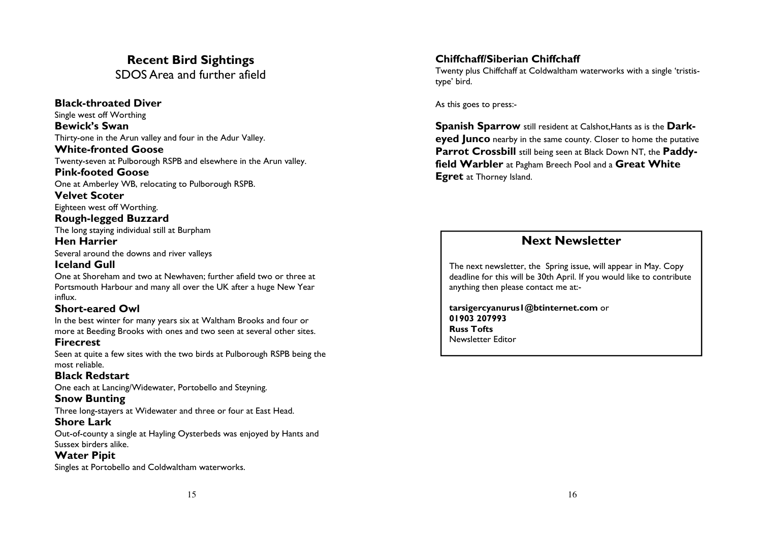## Recent Bird Sightings

SDOS Area and further afield

### Black-throated Diver

Single west off Worthing

### Bewick's Swan

Thirty-one in the Arun valley and four in the Adur Valley.

### White-fronted Goose

Twenty-seven at Pulborough RSPB and elsewhere in the Arun valley.

### Pink-footed Goose

One at Amberley WB, relocating to Pulborough RSPB.

### Velvet Scoter

Eighteen west off Worthing.

### Rough-legged Buzzard

The long staying individual still at Burpham

### Hen Harrier

Several around the downs and river valleys

### Iceland Gull

One at Shoreham and two at Newhaven; further afield two or three at Portsmouth Harbour and many all over the UK after a huge New Year influx.

### Short-eared Owl

In the best winter for many years six at Waltham Brooks and four or more at Beeding Brooks with ones and two seen at several other sites.

### Firecrest

Seen at quite a few sites with the two birds at Pulborough RSPB being the most reliable.

### Black Redstart

One each at Lancing/Widewater, Portobello and Steyning.

### Snow Bunting

Three long-stayers at Widewater and three or four at East Head.

### Shore Lark

Out-of-county a single at Hayling Oysterbeds was enjoyed by Hants and Sussex birders alike.

### Water Pipit

Singles at Portobello and Coldwaltham waterworks.

### Chiffchaff/Siberian Chiffchaff

Twenty plus Chiffchaff at Coldwaltham waterworks with a single 'tristis-type' bird.

As this goes to press:-

**Spanish Sparrow** still resident at Calshot,Hants as is the **Dark-eyed Junco** nearby in the same county. Closer to home the putative **Parrot Crossbill** still being seen at Black Down NT, the **Paddy-field Warbler** at Pagham Breech Pool and a **Great White Egret** at Thorney Island.

## Next Newsletter

The next newsletter, the Spring issue, will appear in May. Copy deadline for this will be 30th April. If you would like to contribute anything then please contact me at:-

**tarsigercyanurus1@btinternet.com** or
**01903 207993**
**Russ Tofts**
Newsletter Editor